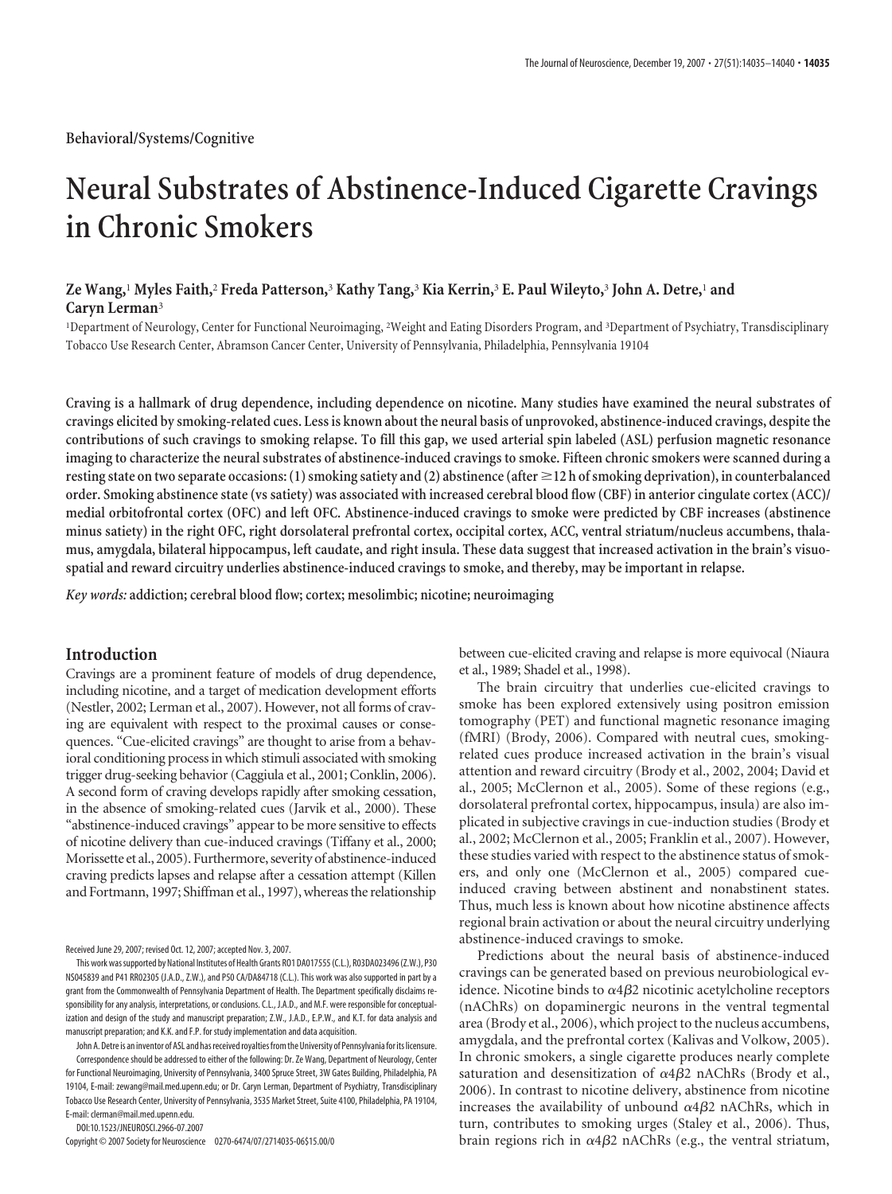Behavioral/Systems/Cognitive

# Neural Substrates of Abstinence-Induced Cigarette Cravings in Chronic Smokers

**Ze Wang,[1] Myles Faith,[2] Freda Patterson,[3] Kathy Tang,[3] Kia Kerrin,[3] E. Paul Wileyto,[3] John A. Detre,[1] and Caryn Lerman[3]**

[1]Department of Neurology, Center for Functional Neuroimaging, [2]Weight and Eating Disorders Program, and [3]Department of Psychiatry, Transdisciplinary Tobacco Use Research Center, Abramson Cancer Center, University of Pennsylvania, Philadelphia, Pennsylvania 19104

**Craving is a hallmark of drug dependence, including dependence on nicotine. Many studies have examined the neural substrates of cravings elicited by smoking-related cues. Less is known about the neural basis of unprovoked, abstinence-induced cravings, despite the contributions of such cravings to smoking relapse. To fill this gap, we used arterial spin labeled (ASL) perfusion magnetic resonance imaging to characterize the neural substrates of abstinence-induced cravings to smoke. Fifteen chronic smokers were scanned during a resting state on two separate occasions: (1) smoking satiety and (2) abstinence (after ≥12 h of smoking deprivation), in counterbalanced order. Smoking abstinence state (vs satiety) was associated with increased cerebral blood flow (CBF) in anterior cingulate cortex (ACC)/medial orbitofrontal cortex (OFC) and left OFC. Abstinence-induced cravings to smoke were predicted by CBF increases (abstinence minus satiety) in the right OFC, right dorsolateral prefrontal cortex, occipital cortex, ACC, ventral striatum/nucleus accumbens, thalamus, amygdala, bilateral hippocampus, left caudate, and right insula. These data suggest that increased activation in the brain's visuospatial and reward circuitry underlies abstinence-induced cravings to smoke, and thereby, may be important in relapse.**

***Key words:*** **addiction; cerebral blood flow; cortex; mesolimbic; nicotine; neuroimaging**

## Introduction

Cravings are a prominent feature of models of drug dependence, including nicotine, and a target of medication development efforts (Nestler, 2002; Lerman et al., 2007). However, not all forms of craving are equivalent with respect to the proximal causes or consequences. "Cue-elicited cravings" are thought to arise from a behavioral conditioning process in which stimuli associated with smoking trigger drug-seeking behavior (Caggiula et al., 2001; Conklin, 2006). A second form of craving develops rapidly after smoking cessation, in the absence of smoking-related cues (Jarvik et al., 2000). These "abstinence-induced cravings" appear to be more sensitive to effects of nicotine delivery than cue-induced cravings (Tiffany et al., 2000; Morissette et al., 2005). Furthermore, severity of abstinence-induced craving predicts lapses and relapse after a cessation attempt (Killen and Fortmann, 1997; Shiffman et al., 1997), whereas the relationship between cue-elicited craving and relapse is more equivocal (Niaura et al., 1989; Shadel et al., 1998).

The brain circuitry that underlies cue-elicited cravings to smoke has been explored extensively using positron emission tomography (PET) and functional magnetic resonance imaging (fMRI) (Brody, 2006). Compared with neutral cues, smoking-related cues produce increased activation in the brain's visual attention and reward circuitry (Brody et al., 2002, 2004; David et al., 2005; McClernon et al., 2005). Some of these regions (e.g., dorsolateral prefrontal cortex, hippocampus, insula) are also implicated in subjective cravings in cue-induction studies (Brody et al., 2002; McClernon et al., 2005; Franklin et al., 2007). However, these studies varied with respect to the abstinence status of smokers, and only one (McClernon et al., 2005) compared cue-induced craving between abstinent and nonabstinent states. Thus, much less is known about how nicotine abstinence affects regional brain activation or about the neural circuitry underlying abstinence-induced cravings to smoke.

Predictions about the neural basis of abstinence-induced cravings can be generated based on previous neurobiological evidence. Nicotine binds to $\alpha 4\beta 2$ nicotinic acetylcholine receptors (nAChRs) on dopaminergic neurons in the ventral tegmental area (Brody et al., 2006), which project to the nucleus accumbens, amygdala, and the prefrontal cortex (Kalivas and Volkow, 2005). In chronic smokers, a single cigarette produces nearly complete saturation and desensitization of $\alpha 4\beta 2$ nAChRs (Brody et al., 2006). In contrast to nicotine delivery, abstinence from nicotine increases the availability of unbound $\alpha 4\beta 2$ nAChRs, which in turn, contributes to smoking urges (Staley et al., 2006). Thus, brain regions rich in $\alpha 4\beta 2$ nAChRs (e.g., the ventral striatum,

Received June 29, 2007; revised Oct. 12, 2007; accepted Nov. 3, 2007.

This work was supported by National Institutes of Health Grants R01 DA017555 (C.L.), R03DA023496 (Z.W.), P30 NS045839 and P41 RR02305 (J.A.D., Z.W.), and P50 CA/DA84718 (C.L.). This work was also supported in part by a grant from the Commonwealth of Pennsylvania Department of Health. The Department specifically disclaims responsibility for any analysis, interpretations, or conclusions. C.L., J.A.D., and M.F. were responsible for conceptualization and design of the study and manuscript preparation; Z.W., J.A.D., E.P.W., and K.T. for data analysis and manuscript preparation; and K.K. and F.P. for study implementation and data acquisition.

John A. Detre is an inventor of ASL and has received royalties from the University of Pennsylvania for its licensure.

Correspondence should be addressed to either of the following: Dr. Ze Wang, Department of Neurology, Center for Functional Neuroimaging, University of Pennsylvania, 3400 Spruce Street, 3W Gates Building, Philadelphia, PA 19104, E-mail: zewang@mail.med.upenn.edu; or Dr. Caryn Lerman, Department of Psychiatry, Transdisciplinary Tobacco Use Research Center, University of Pennsylvania, 3535 Market Street, Suite 4100, Philadelphia, PA 19104, E-mail: clerman@mail.med.upenn.edu.

DOI:10.1523/JNEUROSCI.2966-07.2007

Copyright © 2007 Society for Neuroscience 0270-6474/07/2714035-06$15.00/0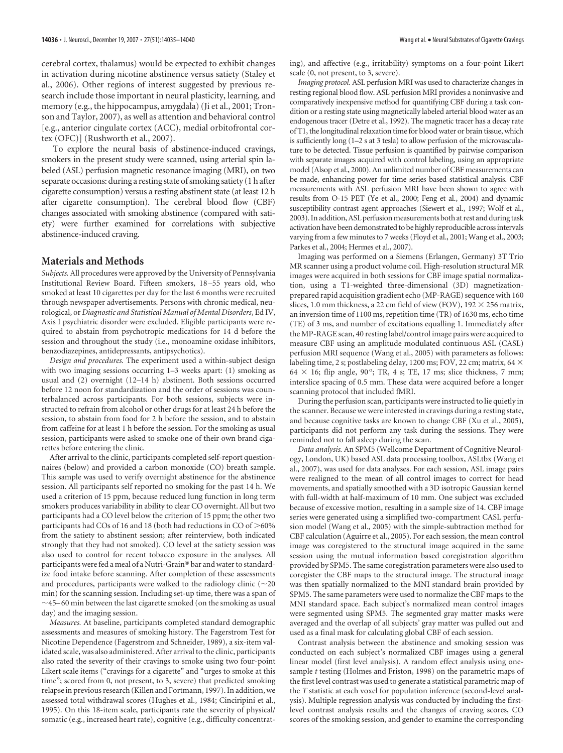cerebral cortex, thalamus) would be expected to exhibit changes in activation during nicotine abstinence versus satiety (Staley et al., 2006). Other regions of interest suggested by previous research include those important in neural plasticity, learning, and memory (e.g., the hippocampus, amygdala) (Ji et al., 2001; Tronson and Taylor, 2007), as well as attention and behavioral control [e.g., anterior cingulate cortex (ACC), medial orbitofrontal cortex (OFC)] (Rushworth et al., 2007).

To explore the neural basis of abstinence-induced cravings, smokers in the present study were scanned, using arterial spin labeled (ASL) perfusion magnetic resonance imaging (MRI), on two separate occasions: during a resting state of smoking satiety (1 h after cigarette consumption) versus a resting abstinent state (at least 12 h after cigarette consumption). The cerebral blood flow (CBF) changes associated with smoking abstinence (compared with satiety) were further examined for correlations with subjective abstinence-induced craving.

## Materials and Methods

*Subjects.* All procedures were approved by the University of Pennsylvania Institutional Review Board. Fifteen smokers, 18–55 years old, who smoked at least 10 cigarettes per day for the last 6 months were recruited through newspaper advertisements. Persons with chronic medical, neurological, or *Diagnostic and Statistical Manual of Mental Disorders*, Ed IV, Axis I psychiatric disorder were excluded. Eligible participants were required to abstain from psychotropic medications for 14 d before the session and throughout the study (i.e., monoamine oxidase inhibitors, benzodiazepines, antidepressants, antipsychotics).

*Design and procedures.* The experiment used a within-subject design with two imaging sessions occurring 1–3 weeks apart: (1) smoking as usual and (2) overnight (12–14 h) abstinent. Both sessions occurred before 12 noon for standardization and the order of sessions was counterbalanced across participants. For both sessions, subjects were instructed to refrain from alcohol or other drugs for at least 24 h before the session, to abstain from food for 2 h before the session, and to abstain from caffeine for at least 1 h before the session. For the smoking as usual session, participants were asked to smoke one of their own brand cigarettes before entering the clinic.

After arrival to the clinic, participants completed self-report questionnaires (below) and provided a carbon monoxide (CO) breath sample. This sample was used to verify overnight abstinence for the abstinence session. All participants self reported no smoking for the past 14 h. We used a criterion of 15 ppm, because reduced lung function in long term smokers produces variability in ability to clear CO overnight. All but two participants had a CO level below the criterion of 15 ppm; the other two participants had COs of 16 and 18 (both had reductions in CO of >60% from the satiety to abstinent session; after reinterview, both indicated strongly that they had not smoked). CO level at the satiety session was also used to control for recent tobacco exposure in the analyses. All participants were fed a meal of a Nutri-Grain® bar and water to standardize food intake before scanning. After completion of these assessments and procedures, participants were walked to the radiology clinic (~20 min) for the scanning session. Including set-up time, there was a span of ~45–60 min between the last cigarette smoked (on the smoking as usual day) and the imaging session.

*Measures.* At baseline, participants completed standard demographic assessments and measures of smoking history. The Fagerstrom Test for Nicotine Dependence (Fagerstrom and Schneider, 1989), a six-item validated scale, was also administered. After arrival to the clinic, participants also rated the severity of their cravings to smoke using two four-point Likert scale items ("cravings for a cigarette" and "urges to smoke at this time"; scored from 0, not present, to 3, severe) that predicted smoking relapse in previous research (Killen and Fortmann, 1997). In addition, we assessed total withdrawal scores (Hughes et al., 1984; Cinciripini et al., 1995). On this 18-item scale, participants rate the severity of physical/somatic (e.g., increased heart rate), cognitive (e.g., difficulty concentrating), and affective (e.g., irritability) symptoms on a four-point Likert scale (0, not present, to 3, severe).

*Imaging protocol.* ASL perfusion MRI was used to characterize changes in resting regional blood flow. ASL perfusion MRI provides a noninvasive and comparatively inexpensive method for quantifying CBF during a task condition or a resting state using magnetically labeled arterial blood water as an endogenous tracer (Detre et al., 1992). The magnetic tracer has a decay rate of T1, the longitudinal relaxation time for blood water or brain tissue, which is sufficiently long (1–2 s at 3 tesla) to allow perfusion of the microvasculature to be detected. Tissue perfusion is quantified by pairwise comparison with separate images acquired with control labeling, using an appropriate model (Alsop et al., 2000). An unlimited number of CBF measurements can be made, enhancing power for time series based statistical analysis. CBF measurements with ASL perfusion MRI have been shown to agree with results from O-15 PET (Ye et al., 2000; Feng et al., 2004) and dynamic susceptibility contrast agent approaches (Siewert et al., 1997; Wolf et al., 2003). In addition, ASL perfusion measurements both at rest and during task activation have been demonstrated to be highly reproducible across intervals varying from a few minutes to 7 weeks (Floyd et al., 2001; Wang et al., 2003; Parkes et al., 2004; Hermes et al., 2007).

Imaging was performed on a Siemens (Erlangen, Germany) 3T Trio MR scanner using a product volume coil. High-resolution structural MR images were acquired in both sessions for CBF image spatial normalization, using a T1-weighted three-dimensional (3D) magnetization-prepared rapid acquisition gradient echo (MP-RAGE) sequence with 160 slices, 1.0 mm thickness, a 22 cm field of view (FOV), 192 × 256 matrix, an inversion time of 1100 ms, repetition time (TR) of 1630 ms, echo time (TE) of 3 ms, and number of excitations equalling 1. Immediately after the MP-RAGE scan, 40 resting label/control image pairs were acquired to measure CBF using an amplitude modulated continuous ASL (CASL) perfusion MRI sequence (Wang et al., 2005) with parameters as follows: labeling time, 2 s; postlabeling delay, 1200 ms; FOV, 22 cm; matrix, 64 × 64 × 16; flip angle, 90°; TR, 4 s; TE, 17 ms; slice thickness, 7 mm; interslice spacing of 0.5 mm. These data were acquired before a longer scanning protocol that included fMRI.

During the perfusion scan, participants were instructed to lie quietly in the scanner. Because we were interested in cravings during a resting state, and because cognitive tasks are known to change CBF (Xu et al., 2005), participants did not perform any task during the sessions. They were reminded not to fall asleep during the scan.

*Data analysis.* An SPM5 (Wellcome Department of Cognitive Neurology, London, UK) based ASL data processing toolbox, ASLtbx (Wang et al., 2007), was used for data analyses. For each session, ASL image pairs were realigned to the mean of all control images to correct for head movements, and spatially smoothed with a 3D isotropic Gaussian kernel with full-width at half-maximum of 10 mm. One subject was excluded because of excessive motion, resulting in a sample size of 14. CBF image series were generated using a simplified two-compartment CASL perfusion model (Wang et al., 2005) with the simple-subtraction method for CBF calculation (Aguirre et al., 2005). For each session, the mean control image was coregistered to the structural image acquired in the same session using the mutual information based coregistration algorithm provided by SPM5. The same coregistration parameters were also used to coregister the CBF maps to the structural image. The structural image was then spatially normalized to the MNI standard brain provided by SPM5. The same parameters were used to normalize the CBF maps to the MNI standard space. Each subject's normalized mean control images were segmented using SPM5. The segmented gray matter masks were averaged and the overlap of all subjects' gray matter was pulled out and used as a final mask for calculating global CBF of each session.

Contrast analysis between the abstinence and smoking session was conducted on each subject's normalized CBF images using a general linear model (first level analysis). A random effect analysis using one-sample *t* testing (Holmes and Friston, 1998) on the parametric maps of the first level contrast was used to generate a statistical parametric map of the *T* statistic at each voxel for population inference (second-level analysis). Multiple regression analysis was conducted by including the first-level contrast analysis results and the changes of craving scores, CO scores of the smoking session, and gender to examine the corresponding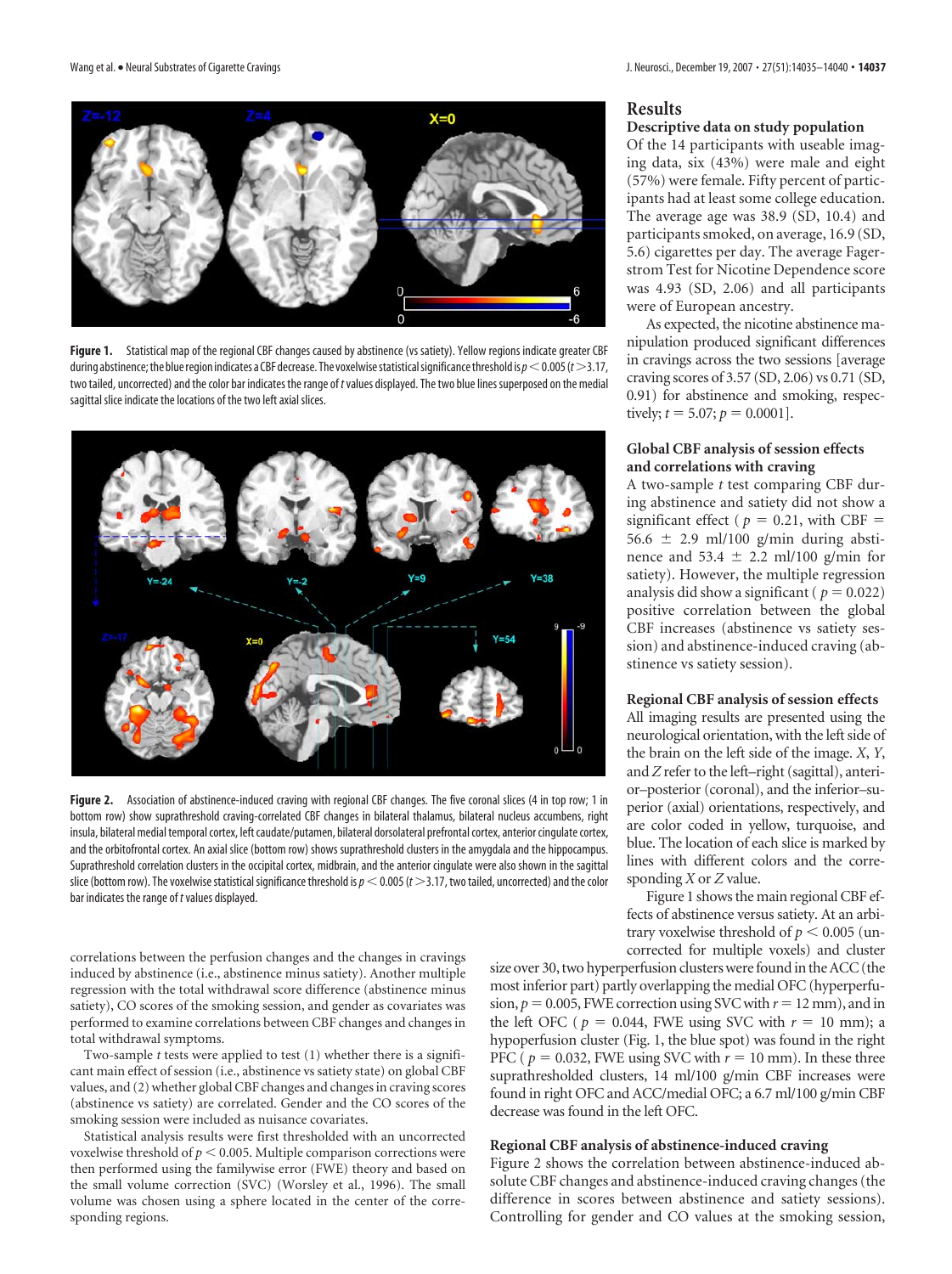Figure 1. Statistical map of the regional CBF changes caused by abstinence (vs satiety). Yellow regions indicate greater CBF during abstinence; the blue region indicates a CBF decrease. The voxelwise statistical significance threshold is $p < 0.005$ ($t > 3.17$, two tailed, uncorrected) and the color bar indicates the range of *t* values displayed. The two blue lines superposed on the medial sagittal slice indicate the locations of the two left axial slices.

Figure 2. Association of abstinence-induced craving with regional CBF changes. The five coronal slices (4 in top row; 1 in bottom row) show suprathreshold craving-correlated CBF changes in bilateral thalamus, bilateral nucleus accumbens, right insula, bilateral medial temporal cortex, left caudate/putamen, bilateral dorsolateral prefrontal cortex, anterior cingulate cortex, and the orbitofrontal cortex. An axial slice (bottom row) shows suprathreshold clusters in the amygdala and the hippocampus. Suprathreshold correlation clusters in the occipital cortex, midbrain, and the anterior cingulate were also shown in the sagittal slice (bottom row). The voxelwise statistical significance threshold is $p < 0.005$ ($t > 3.17$, two tailed, uncorrected) and the color bar indicates the range of *t* values displayed.

correlations between the perfusion changes and the changes in cravings induced by abstinence (i.e., abstinence minus satiety). Another multiple regression with the total withdrawal score difference (abstinence minus satiety), CO scores of the smoking session, and gender as covariates was performed to examine correlations between CBF changes and changes in total withdrawal symptoms.

Two-sample *t* tests were applied to test (1) whether there is a significant main effect of session (i.e., abstinence vs satiety state) on global CBF values, and (2) whether global CBF changes and changes in craving scores (abstinence vs satiety) are correlated. Gender and the CO scores of the smoking session were included as nuisance covariates.

Statistical analysis results were first thresholded with an uncorrected voxelwise threshold of $p < 0.005$. Multiple comparison corrections were then performed using the familywise error (FWE) theory and based on the small volume correction (SVC) (Worsley et al., 1996). The small volume was chosen using a sphere located in the center of the corresponding regions.

## Results

### Descriptive data on study population

Of the 14 participants with useable imaging data, six (43%) were male and eight (57%) were female. Fifty percent of participants had at least some college education. The average age was 38.9 (SD, 10.4) and participants smoked, on average, 16.9 (SD, 5.6) cigarettes per day. The average Fagerstrom Test for Nicotine Dependence score was 4.93 (SD, 2.06) and all participants were of European ancestry.

As expected, the nicotine abstinence manipulation produced significant differences in cravings across the two sessions [average craving scores of 3.57 (SD, 2.06) vs 0.71 (SD, 0.91) for abstinence and smoking, respectively; $t = 5.07$; $p = 0.0001$].

### Global CBF analysis of session effects and correlations with craving

A two-sample *t* test comparing CBF during abstinence and satiety did not show a significant effect ($p = 0.21$, with CBF $= 56.6 \pm 2.9$ ml/100 g/min during abstinence and $53.4 \pm 2.2$ ml/100 g/min for satiety). However, the multiple regression analysis did show a significant ($p = 0.022$) positive correlation between the global CBF increases (abstinence vs satiety session) and abstinence-induced craving (abstinence vs satiety session).

### Regional CBF analysis of session effects

All imaging results are presented using the neurological orientation, with the left side of the brain on the left side of the image. *X*, *Y*, and *Z* refer to the left–right (sagittal), anterior–posterior (coronal), and the inferior–superior (axial) orientations, respectively, and are color coded in yellow, turquoise, and blue. The location of each slice is marked by lines with different colors and the corresponding *X* or *Z* value.

Figure 1 shows the main regional CBF effects of abstinence versus satiety. At an arbitrary voxelwise threshold of $p < 0.005$ (uncorrected for multiple voxels) and cluster size over 30, two hyperperfusion clusters were found in the ACC (the most inferior part) partly overlapping the medial OFC (hyperperfusion, $p = 0.005$, FWE correction using SVC with $r = 12$ mm), and in the left OFC ($p = 0.044$, FWE using SVC with $r = 10$ mm); a hypoperfusion cluster (Fig. 1, the blue spot) was found in the right PFC ($p = 0.032$, FWE using SVC with $r = 10$ mm). In these three suprathresholded clusters, 14 ml/100 g/min CBF increases were found in right OFC and ACC/medial OFC; a 6.7 ml/100 g/min CBF decrease was found in the left OFC.

### Regional CBF analysis of abstinence-induced craving

Figure 2 shows the correlation between abstinence-induced absolute CBF changes and abstinence-induced craving changes (the difference in scores between abstinence and satiety sessions). Controlling for gender and CO values at the smoking session,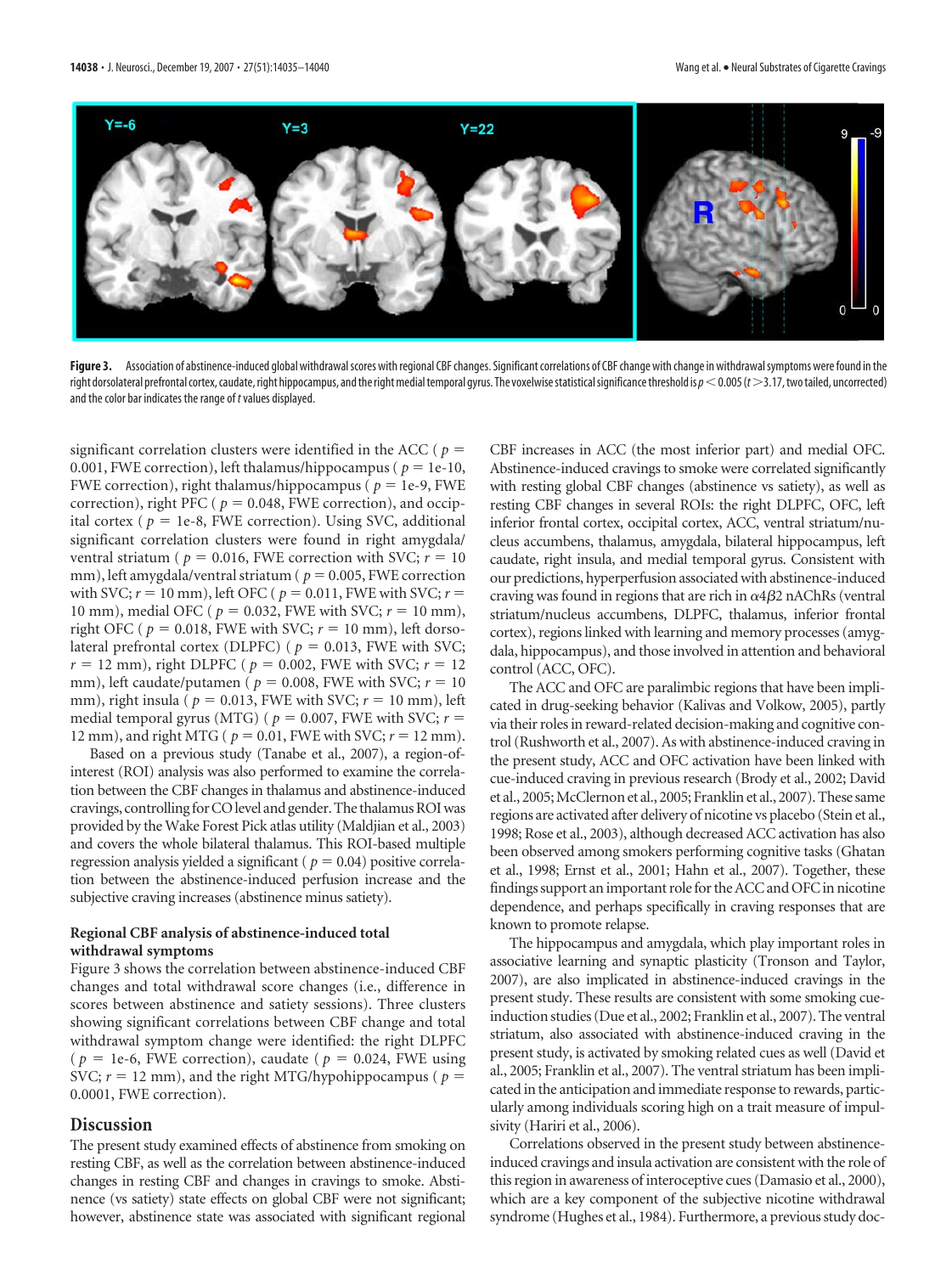Figure 3. Association of abstinence-induced global withdrawal scores with regional CBF changes. Significant correlations of CBF change with change in withdrawal symptoms were found in the right dorsolateral prefrontal cortex, caudate, right hippocampus, and the right medial temporal gyrus. The voxelwise statistical significance threshold is $p < 0.005$ ($t > 3.17$, two tailed, uncorrected) and the color bar indicates the range of $t$ values displayed.

significant correlation clusters were identified in the ACC ($p = 0.001$, FWE correction), left thalamus/hippocampus ($p = 1e\text{-}10$, FWE correction), right thalamus/hippocampus ($p = 1e\text{-}9$, FWE correction), right PFC ($p = 0.048$, FWE correction), and occipital cortex ($p = 1e\text{-}8$, FWE correction). Using SVC, additional significant correlation clusters were found in right amygdala/ventral striatum ($p = 0.016$, FWE correction with SVC; $r = 10$ mm), left amygdala/ventral striatum ($p = 0.005$, FWE correction with SVC; $r = 10$ mm), left OFC ($p = 0.011$, FWE with SVC; $r = 10$ mm), medial OFC ($p = 0.032$, FWE with SVC; $r = 10$ mm), right OFC ($p = 0.018$, FWE with SVC; $r = 10$ mm), left dorsolateral prefrontal cortex (DLPFC) ($p = 0.013$, FWE with SVC; $r = 12$ mm), right DLPFC ($p = 0.002$, FWE with SVC; $r = 12$ mm), left caudate/putamen ($p = 0.008$, FWE with SVC; $r = 10$ mm), right insula ($p = 0.013$, FWE with SVC; $r = 10$ mm), left medial temporal gyrus (MTG) ($p = 0.007$, FWE with SVC; $r = 12$ mm), and right MTG ($p = 0.01$, FWE with SVC; $r = 12$ mm).

Based on a previous study (Tanabe et al., 2007), a region-of-interest (ROI) analysis was also performed to examine the correlation between the CBF changes in thalamus and abstinence-induced cravings, controlling for CO level and gender. The thalamus ROI was provided by the Wake Forest Pick atlas utility (Maldjian et al., 2003) and covers the whole bilateral thalamus. This ROI-based multiple regression analysis yielded a significant ($p = 0.04$) positive correlation between the abstinence-induced perfusion increase and the subjective craving increases (abstinence minus satiety).

### Regional CBF analysis of abstinence-induced total withdrawal symptoms

Figure 3 shows the correlation between abstinence-induced CBF changes and total withdrawal score changes (i.e., difference in scores between abstinence and satiety sessions). Three clusters showing significant correlations between CBF change and total withdrawal symptom change were identified: the right DLPFC ($p = 1e\text{-}6$, FWE correction), caudate ($p = 0.024$, FWE using SVC; $r = 12$ mm), and the right MTG/hypohippocampus ($p = 0.0001$, FWE correction).

## Discussion

The present study examined effects of abstinence from smoking on resting CBF, as well as the correlation between abstinence-induced changes in resting CBF and changes in cravings to smoke. Abstinence (vs satiety) state effects on global CBF were not significant; however, abstinence state was associated with significant regional CBF increases in ACC (the most inferior part) and medial OFC. Abstinence-induced cravings to smoke were correlated significantly with resting global CBF changes (abstinence vs satiety), as well as resting CBF changes in several ROIs: the right DLPFC, OFC, left inferior frontal cortex, occipital cortex, ACC, ventral striatum/nucleus accumbens, thalamus, amygdala, bilateral hippocampus, left caudate, right insula, and medial temporal gyrus. Consistent with our predictions, hyperperfusion associated with abstinence-induced craving was found in regions that are rich in $\alpha 4\beta 2$ nAChRs (ventral striatum/nucleus accumbens, DLPFC, thalamus, inferior frontal cortex), regions linked with learning and memory processes (amygdala, hippocampus), and those involved in attention and behavioral control (ACC, OFC).

The ACC and OFC are paralimbic regions that have been implicated in drug-seeking behavior (Kalivas and Volkow, 2005), partly via their roles in reward-related decision-making and cognitive control (Rushworth et al., 2007). As with abstinence-induced craving in the present study, ACC and OFC activation have been linked with cue-induced craving in previous research (Brody et al., 2002; David et al., 2005; McClernon et al., 2005; Franklin et al., 2007). These same regions are activated after delivery of nicotine vs placebo (Stein et al., 1998; Rose et al., 2003), although decreased ACC activation has also been observed among smokers performing cognitive tasks (Ghatan et al., 1998; Ernst et al., 2001; Hahn et al., 2007). Together, these findings support an important role for the ACC and OFC in nicotine dependence, and perhaps specifically in craving responses that are known to promote relapse.

The hippocampus and amygdala, which play important roles in associative learning and synaptic plasticity (Tronson and Taylor, 2007), are also implicated in abstinence-induced cravings in the present study. These results are consistent with some smoking cue-induction studies (Due et al., 2002; Franklin et al., 2007). The ventral striatum, also associated with abstinence-induced craving in the present study, is activated by smoking related cues as well (David et al., 2005; Franklin et al., 2007). The ventral striatum has been implicated in the anticipation and immediate response to rewards, particularly among individuals scoring high on a trait measure of impulsivity (Hariri et al., 2006).

Correlations observed in the present study between abstinence-induced cravings and insula activation are consistent with the role of this region in awareness of interoceptive cues (Damasio et al., 2000), which are a key component of the subjective nicotine withdrawal syndrome (Hughes et al., 1984). Furthermore, a previous study doc-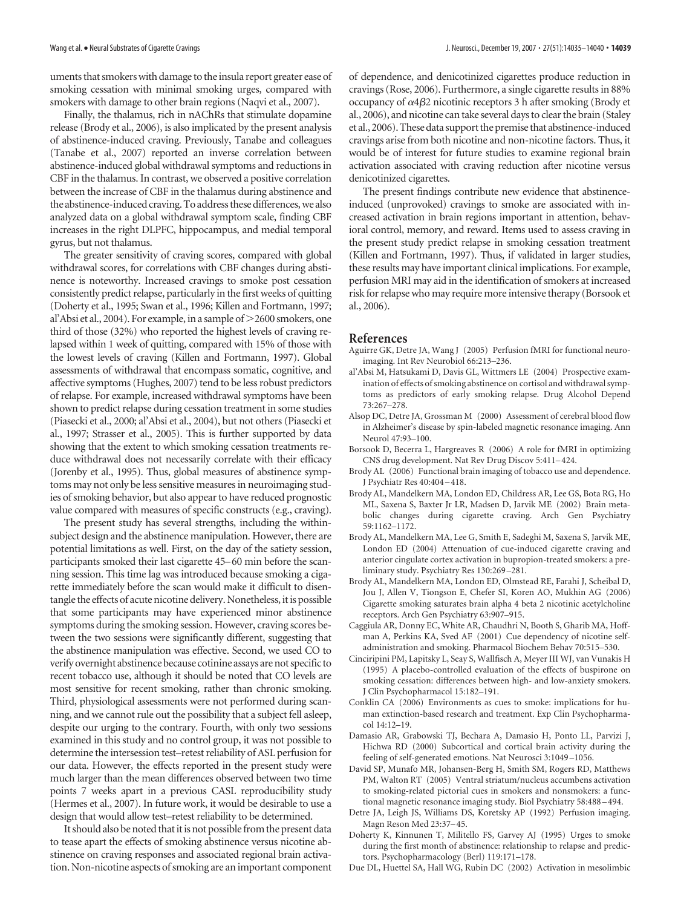uments that smokers with damage to the insula report greater ease of smoking cessation with minimal smoking urges, compared with smokers with damage to other brain regions (Naqvi et al., 2007).

Finally, the thalamus, rich in nAChRs that stimulate dopamine release (Brody et al., 2006), is also implicated by the present analysis of abstinence-induced craving. Previously, Tanabe and colleagues (Tanabe et al., 2007) reported an inverse correlation between abstinence-induced global withdrawal symptoms and reductions in CBF in the thalamus. In contrast, we observed a positive correlation between the increase of CBF in the thalamus during abstinence and the abstinence-induced craving. To address these differences, we also analyzed data on a global withdrawal symptom scale, finding CBF increases in the right DLPFC, hippocampus, and medial temporal gyrus, but not thalamus.

The greater sensitivity of craving scores, compared with global withdrawal scores, for correlations with CBF changes during abstinence is noteworthy. Increased cravings to smoke post cessation consistently predict relapse, particularly in the first weeks of quitting (Doherty et al., 1995; Swan et al., 1996; Killen and Fortmann, 1997; al'Absi et al., 2004). For example, in a sample of >2600 smokers, one third of those (32%) who reported the highest levels of craving relapsed within 1 week of quitting, compared with 15% of those with the lowest levels of craving (Killen and Fortmann, 1997). Global assessments of withdrawal that encompass somatic, cognitive, and affective symptoms (Hughes, 2007) tend to be less robust predictors of relapse. For example, increased withdrawal symptoms have been shown to predict relapse during cessation treatment in some studies (Piasecki et al., 2000; al'Absi et al., 2004), but not others (Piasecki et al., 1997; Strasser et al., 2005). This is further supported by data showing that the extent to which smoking cessation treatments reduce withdrawal does not necessarily correlate with their efficacy (Jorenby et al., 1995). Thus, global measures of abstinence symptoms may not only be less sensitive measures in neuroimaging studies of smoking behavior, but also appear to have reduced prognostic value compared with measures of specific constructs (e.g., craving).

The present study has several strengths, including the within-subject design and the abstinence manipulation. However, there are potential limitations as well. First, on the day of the satiety session, participants smoked their last cigarette 45–60 min before the scanning session. This time lag was introduced because smoking a cigarette immediately before the scan would make it difficult to disentangle the effects of acute nicotine delivery. Nonetheless, it is possible that some participants may have experienced minor abstinence symptoms during the smoking session. However, craving scores between the two sessions were significantly different, suggesting that the abstinence manipulation was effective. Second, we used CO to verify overnight abstinence because cotinine assays are not specific to recent tobacco use, although it should be noted that CO levels are most sensitive for recent smoking, rather than chronic smoking. Third, physiological assessments were not performed during scanning, and we cannot rule out the possibility that a subject fell asleep, despite our urging to the contrary. Fourth, with only two sessions examined in this study and no control group, it was not possible to determine the intersession test–retest reliability of ASL perfusion for our data. However, the effects reported in the present study were much larger than the mean differences observed between two time points 7 weeks apart in a previous CASL reproducibility study (Hermes et al., 2007). In future work, it would be desirable to use a design that would allow test–retest reliability to be determined.

It should also be noted that it is not possible from the present data to tease apart the effects of smoking abstinence versus nicotine abstinence on craving responses and associated regional brain activation. Non-nicotine aspects of smoking are an important component of dependence, and denicotinized cigarettes produce reduction in cravings (Rose, 2006). Furthermore, a single cigarette results in 88% occupancy of $\alpha 4\beta 2$ nicotinic receptors 3 h after smoking (Brody et al., 2006), and nicotine can take several days to clear the brain (Staley et al., 2006). These data support the premise that abstinence-induced cravings arise from both nicotine and non-nicotine factors. Thus, it would be of interest for future studies to examine regional brain activation associated with craving reduction after nicotine versus denicotinized cigarettes.

The present findings contribute new evidence that abstinence-induced (unprovoked) cravings to smoke are associated with increased activation in brain regions important in attention, behavioral control, memory, and reward. Items used to assess craving in the present study predict relapse in smoking cessation treatment (Killen and Fortmann, 1997). Thus, if validated in larger studies, these results may have important clinical implications. For example, perfusion MRI may aid in the identification of smokers at increased risk for relapse who may require more intensive therapy (Borsook et al., 2006).

## References

Aguirre GK, Detre JA, Wang J (2005) Perfusion fMRI for functional neuroimaging. Int Rev Neurobiol 66:213–236.

al'Absi M, Hatsukami D, Davis GL, Wittmers LE (2004) Prospective examination of effects of smoking abstinence on cortisol and withdrawal symptoms as predictors of early smoking relapse. Drug Alcohol Depend 73:267–278.

Alsop DC, Detre JA, Grossman M (2000) Assessment of cerebral blood flow in Alzheimer's disease by spin-labeled magnetic resonance imaging. Ann Neurol 47:93–100.

Borsook D, Becerra L, Hargreaves R (2006) A role for fMRI in optimizing CNS drug development. Nat Rev Drug Discov 5:411–424.

Brody AL (2006) Functional brain imaging of tobacco use and dependence. J Psychiatr Res 40:404–418.

Brody AL, Mandelkern MA, London ED, Childress AR, Lee GS, Bota RG, Ho ML, Saxena S, Baxter Jr LR, Madsen D, Jarvik ME (2002) Brain metabolic changes during cigarette craving. Arch Gen Psychiatry 59:1162–1172.

Brody AL, Mandelkern MA, Lee G, Smith E, Sadeghi M, Saxena S, Jarvik ME, London ED (2004) Attenuation of cue-induced cigarette craving and anterior cingulate cortex activation in bupropion-treated smokers: a preliminary study. Psychiatry Res 130:269–281.

Brody AL, Mandelkern MA, London ED, Olmstead RE, Farahi J, Scheibal D, Jou J, Allen V, Tiongson E, Chefer SI, Koren AO, Mukhin AG (2006) Cigarette smoking saturates brain alpha 4 beta 2 nicotinic acetylcholine receptors. Arch Gen Psychiatry 63:907–915.

Caggiula AR, Donny EC, White AR, Chaudhri N, Booth S, Gharib MA, Hoffman A, Perkins KA, Sved AF (2001) Cue dependency of nicotine self-administration and smoking. Pharmacol Biochem Behav 70:515–530.

Cinciripini PM, Lapitsky L, Seay S, Wallfisch A, Meyer III WJ, van Vunakis H (1995) A placebo-controlled evaluation of the effects of buspirone on smoking cessation: differences between high- and low-anxiety smokers. J Clin Psychopharmacol 15:182–191.

Conklin CA (2006) Environments as cues to smoke: implications for human extinction-based research and treatment. Exp Clin Psychopharmacol 14:12–19.

Damasio AR, Grabowski TJ, Bechara A, Damasio H, Ponto LL, Parvizi J, Hichwa RD (2000) Subcortical and cortical brain activity during the feeling of self-generated emotions. Nat Neurosci 3:1049–1056.

David SP, Munafo MR, Johansen-Berg H, Smith SM, Rogers RD, Matthews PM, Walton RT (2005) Ventral striatum/nucleus accumbens activation to smoking-related pictorial cues in smokers and nonsmokers: a functional magnetic resonance imaging study. Biol Psychiatry 58:488–494.

Detre JA, Leigh JS, Williams DS, Koretsky AP (1992) Perfusion imaging. Magn Reson Med 23:37–45.

Doherty K, Kinnunen T, Militello FS, Garvey AJ (1995) Urges to smoke during the first month of abstinence: relationship to relapse and predictors. Psychopharmacology (Berl) 119:171–178.

Due DL, Huettel SA, Hall WG, Rubin DC (2002) Activation in mesolimbic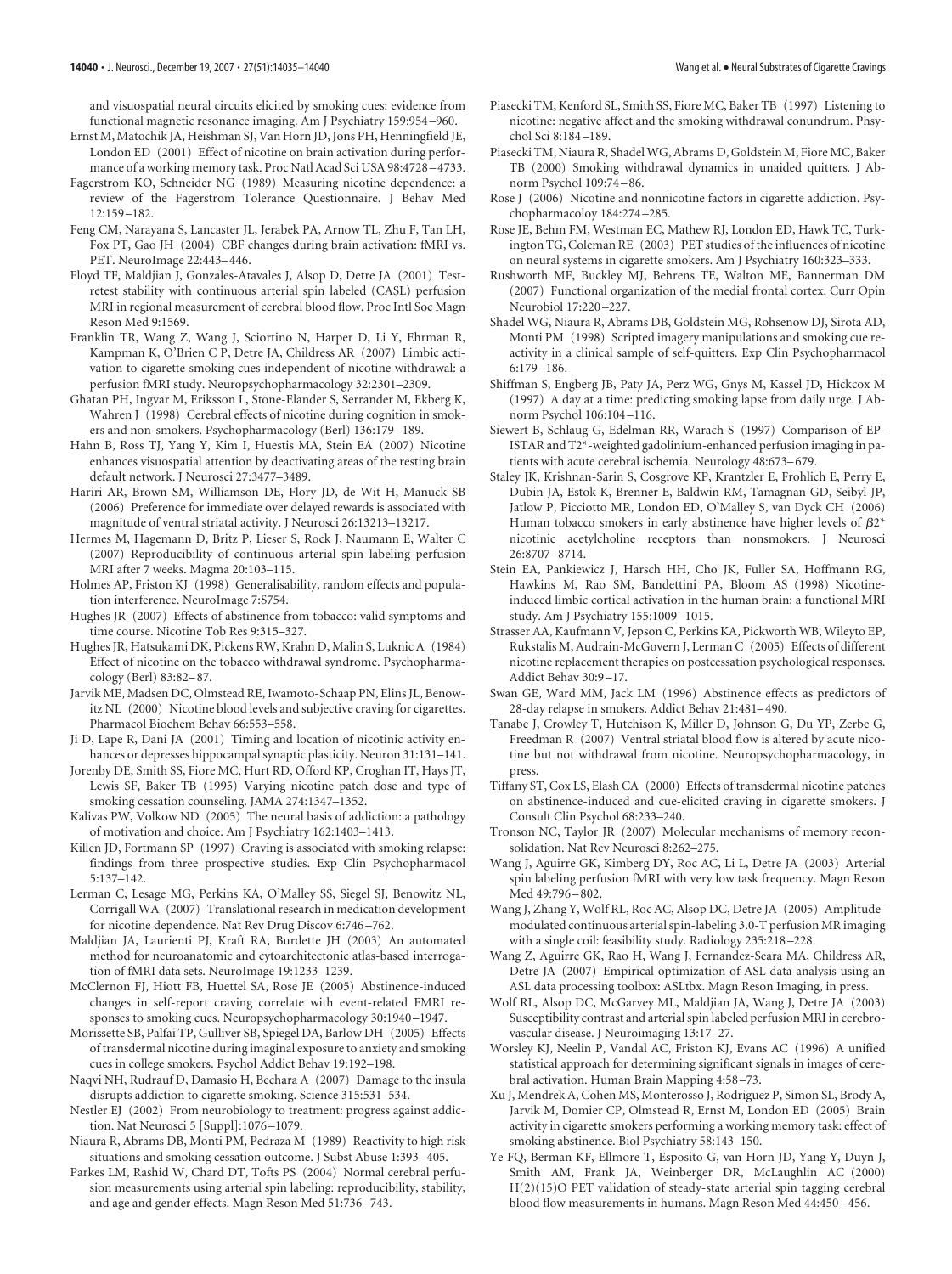and visuospatial neural circuits elicited by smoking cues: evidence from functional magnetic resonance imaging. Am J Psychiatry 159:954–960.

Ernst M, Matochik JA, Heishman SJ, Van Horn JD, Jons PH, Henningfield JE, London ED (2001) Effect of nicotine on brain activation during performance of a working memory task. Proc Natl Acad Sci USA 98:4728–4733.

Fagerstrom KO, Schneider NG (1989) Measuring nicotine dependence: a review of the Fagerstrom Tolerance Questionnaire. J Behav Med 12:159–182.

Feng CM, Narayana S, Lancaster JL, Jerabek PA, Arnow TL, Zhu F, Tan LH, Fox PT, Gao JH (2004) CBF changes during brain activation: fMRI vs. PET. NeuroImage 22:443–446.

Floyd TF, Maldjian J, Gonzales-Atavales J, Alsop D, Detre JA (2001) Test-retest stability with continuous arterial spin labeled (CASL) perfusion MRI in regional measurement of cerebral blood flow. Proc Intl Soc Magn Reson Med 9:1569.

Franklin TR, Wang Z, Wang J, Sciortino N, Harper D, Li Y, Ehrman R, Kampman K, O'Brien C P, Detre JA, Childress AR (2007) Limbic activation to cigarette smoking cues independent of nicotine withdrawal: a perfusion fMRI study. Neuropsychopharmacology 32:2301–2309.

Ghatan PH, Ingvar M, Eriksson L, Stone-Elander S, Serrander M, Ekberg K, Wahren J (1998) Cerebral effects of nicotine during cognition in smokers and non-smokers. Psychopharmacology (Berl) 136:179–189.

Hahn B, Ross TJ, Yang Y, Kim I, Huestis MA, Stein EA (2007) Nicotine enhances visuospatial attention by deactivating areas of the resting brain default network. J Neurosci 27:3477–3489.

Hariri AR, Brown SM, Williamson DE, Flory JD, de Wit H, Manuck SB (2006) Preference for immediate over delayed rewards is associated with magnitude of ventral striatal activity. J Neurosci 26:13213–13217.

Hermes M, Hagemann D, Britz P, Lieser S, Rock J, Naumann E, Walter C (2007) Reproducibility of continuous arterial spin labeling perfusion MRI after 7 weeks. Magma 20:103–115.

Holmes AP, Friston KJ (1998) Generalisability, random effects and population interference. NeuroImage 7:S754.

Hughes JR (2007) Effects of abstinence from tobacco: valid symptoms and time course. Nicotine Tob Res 9:315–327.

Hughes JR, Hatsukami DK, Pickens RW, Krahn D, Malin S, Luknic A (1984) Effect of nicotine on the tobacco withdrawal syndrome. Psychopharmacology (Berl) 83:82–87.

Jarvik ME, Madsen DC, Olmstead RE, Iwamoto-Schaap PN, Elins JL, Benowitz NL (2000) Nicotine blood levels and subjective craving for cigarettes. Pharmacol Biochem Behav 66:553–558.

Ji D, Lape R, Dani JA (2001) Timing and location of nicotinic activity enhances or depresses hippocampal synaptic plasticity. Neuron 31:131–141.

Jorenby DE, Smith SS, Fiore MC, Hurt RD, Offord KP, Croghan IT, Hays JT, Lewis SF, Baker TB (1995) Varying nicotine patch dose and type of smoking cessation counseling. JAMA 274:1347–1352.

Kalivas PW, Volkow ND (2005) The neural basis of addiction: a pathology of motivation and choice. Am J Psychiatry 162:1403–1413.

Killen JD, Fortmann SP (1997) Craving is associated with smoking relapse: findings from three prospective studies. Exp Clin Psychopharmacol 5:137–142.

Lerman C, Lesage MG, Perkins KA, O'Malley SS, Siegel SJ, Benowitz NL, Corrigall WA (2007) Translational research in medication development for nicotine dependence. Nat Rev Drug Discov 6:746–762.

Maldjian JA, Laurienti PJ, Kraft RA, Burdette JH (2003) An automated method for neuroanatomic and cytoarchitectonic atlas-based interrogation of fMRI data sets. NeuroImage 19:1233–1239.

McClernon FJ, Hiott FB, Huettel SA, Rose JE (2005) Abstinence-induced changes in self-report craving correlate with event-related FMRI responses to smoking cues. Neuropsychopharmacology 30:1940–1947.

Morissette SB, Palfai TP, Gulliver SB, Spiegel DA, Barlow DH (2005) Effects of transdermal nicotine during imaginal exposure to anxiety and smoking cues in college smokers. Psychol Addict Behav 19:192–198.

Naqvi NH, Rudrauf D, Damasio H, Bechara A (2007) Damage to the insula disrupts addiction to cigarette smoking. Science 315:531–534.

Nestler EJ (2002) From neurobiology to treatment: progress against addiction. Nat Neurosci 5 [Suppl]:1076–1079.

Niaura R, Abrams DB, Monti PM, Pedraza M (1989) Reactivity to high risk situations and smoking cessation outcome. J Subst Abuse 1:393–405.

Parkes LM, Rashid W, Chard DT, Tofts PS (2004) Normal cerebral perfusion measurements using arterial spin labeling: reproducibility, stability, and age and gender effects. Magn Reson Med 51:736–743.

Piasecki TM, Kenford SL, Smith SS, Fiore MC, Baker TB (1997) Listening to nicotine: negative affect and the smoking withdrawal conundrum. Phsychol Sci 8:184–189.

Piasecki TM, Niaura R, Shadel WG, Abrams D, Goldstein M, Fiore MC, Baker TB (2000) Smoking withdrawal dynamics in unaided quitters. J Abnorm Psychol 109:74–86.

Rose J (2006) Nicotine and nonnicotine factors in cigarette addiction. Psychopharmacoloy 184:274–285.

Rose JE, Behm FM, Westman EC, Mathew RJ, London ED, Hawk TC, Turkington TG, Coleman RE (2003) PET studies of the influences of nicotine on neural systems in cigarette smokers. Am J Psychiatry 160:323–333.

Rushworth MF, Buckley MJ, Behrens TE, Walton ME, Bannerman DM (2007) Functional organization of the medial frontal cortex. Curr Opin Neurobiol 17:220–227.

Shadel WG, Niaura R, Abrams DB, Goldstein MG, Rohsenow DJ, Sirota AD, Monti PM (1998) Scripted imagery manipulations and smoking cue reactivity in a clinical sample of self-quitters. Exp Clin Psychopharmacol 6:179–186.

Shiffman S, Engberg JB, Paty JA, Perz WG, Gnys M, Kassel JD, Hickcox M (1997) A day at a time: predicting smoking lapse from daily urge. J Abnorm Psychol 106:104–116.

Siewert B, Schlaug G, Edelman RR, Warach S (1997) Comparison of EPISTAR and T2*-weighted gadolinium-enhanced perfusion imaging in patients with acute cerebral ischemia. Neurology 48:673–679.

Staley JK, Krishnan-Sarin S, Cosgrove KP, Krantzler E, Frohlich E, Perry E, Dubin JA, Estok K, Brenner E, Baldwin RM, Tamagnan GD, Seibyl JP, Jatlow P, Picciotto MR, London ED, O'Malley S, van Dyck CH (2006) Human tobacco smokers in early abstinence have higher levels of $\beta 2^*$ nicotinic acetylcholine receptors than nonsmokers. J Neurosci 26:8707–8714.

Stein EA, Pankiewicz J, Harsch HH, Cho JK, Fuller SA, Hoffmann RG, Hawkins M, Rao SM, Bandettini PA, Bloom AS (1998) Nicotine-induced limbic cortical activation in the human brain: a functional MRI study. Am J Psychiatry 155:1009–1015.

Strasser AA, Kaufmann V, Jepson C, Perkins KA, Pickworth WB, Wileyto EP, Rukstalis M, Audrain-McGovern J, Lerman C (2005) Effects of different nicotine replacement therapies on postcessation psychological responses. Addict Behav 30:9–17.

Swan GE, Ward MM, Jack LM (1996) Abstinence effects as predictors of 28-day relapse in smokers. Addict Behav 21:481–490.

Tanabe J, Crowley T, Hutchison K, Miller D, Johnson G, Du YP, Zerbe G, Freedman R (2007) Ventral striatal blood flow is altered by acute nicotine but not withdrawal from nicotine. Neuropsychopharmacology, in press.

Tiffany ST, Cox LS, Elash CA (2000) Effects of transdermal nicotine patches on abstinence-induced and cue-elicited craving in cigarette smokers. J Consult Clin Psychol 68:233–240.

Tronson NC, Taylor JR (2007) Molecular mechanisms of memory reconsolidation. Nat Rev Neurosci 8:262–275.

Wang J, Aguirre GK, Kimberg DY, Roc AC, Li L, Detre JA (2003) Arterial spin labeling perfusion fMRI with very low task frequency. Magn Reson Med 49:796–802.

Wang J, Zhang Y, Wolf RL, Roc AC, Alsop DC, Detre JA (2005) Amplitude-modulated continuous arterial spin-labeling 3.0-T perfusion MR imaging with a single coil: feasibility study. Radiology 235:218–228.

Wang Z, Aguirre GK, Rao H, Wang J, Fernandez-Seara MA, Childress AR, Detre JA (2007) Empirical optimization of ASL data analysis using an ASL data processing toolbox: ASLtbx. Magn Reson Imaging, in press.

Wolf RL, Alsop DC, McGarvey ML, Maldjian JA, Wang J, Detre JA (2003) Susceptibility contrast and arterial spin labeled perfusion MRI in cerebrovascular disease. J Neuroimaging 13:17–27.

Worsley KJ, Neelin P, Vandal AC, Friston KJ, Evans AC (1996) A unified statistical approach for determining significant signals in images of cerebral activation. Human Brain Mapping 4:58–73.

Xu J, Mendrek A, Cohen MS, Monterosso J, Rodriguez P, Simon SL, Brody A, Jarvik M, Domier CP, Olmstead R, Ernst M, London ED (2005) Brain activity in cigarette smokers performing a working memory task: effect of smoking abstinence. Biol Psychiatry 58:143–150.

Ye FQ, Berman KF, Ellmore T, Esposito G, van Horn JD, Yang Y, Duyn J, Smith AM, Frank JA, Weinberger DR, McLaughlin AC (2000) H(2)(15)O PET validation of steady-state arterial spin tagging cerebral blood flow measurements in humans. Magn Reson Med 44:450–456.